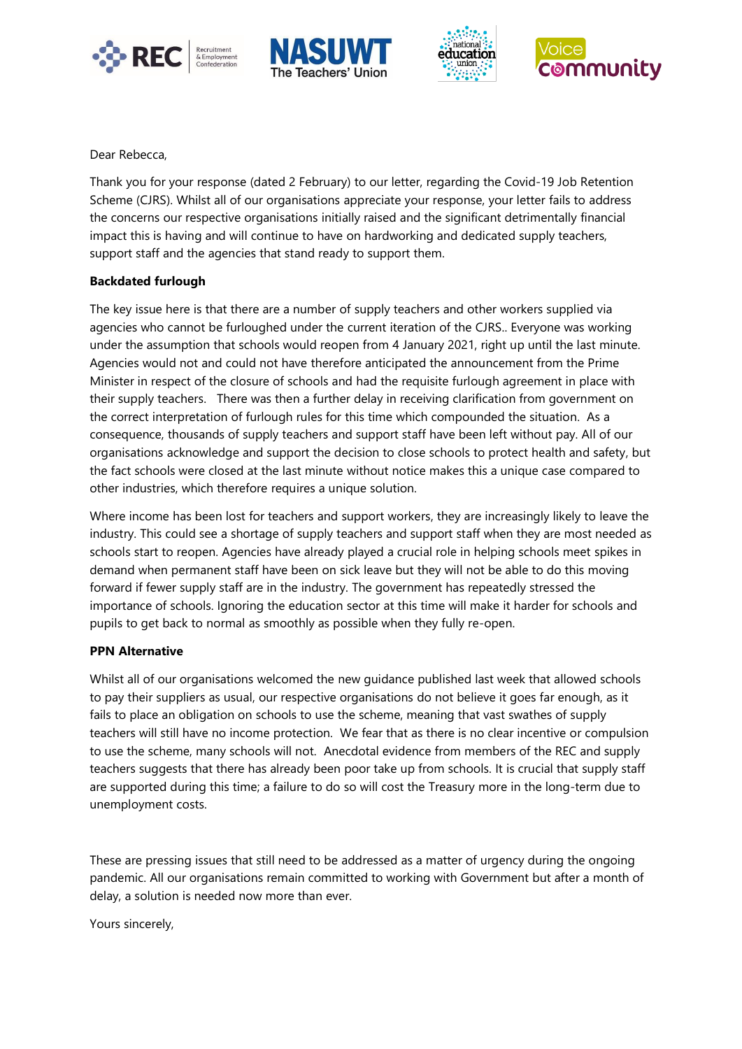Dear Rebecca,

Thank you for your response (dated 2 February) to our letter, regarding the Covid-19 Job Retention Scheme (CJRS). Whilst all of our organisations appreciate your response, your letter fails to address the concerns our respective organisations initially raised and the significant detrimentally financial impact this is having and will continue to have on hardworking and dedicated supply teachers, support staff and the agencies that stand ready to support them.

**Backdated furlough**

The key issue here is that there are a number of supply teachers and other workers supplied via agencies who cannot be furloughed under the current iteration of the CJRS.. Everyone was working under the assumption that schools would reopen from 4 January 2021, right up until the last minute. Agencies would not and could not have therefore anticipated the announcement from the Prime Minister in respect of the closure of schools and had the requisite furlough agreement in place with their supply teachers. There was then a further delay in receiving clarification from government on the correct interpretation of furlough rules for this time which compounded the situation. As a consequence, thousands of supply teachers and support staff have been left without pay. All of our organisations acknowledge and support the decision to close schools to protect health and safety, but the fact schools were closed at the last minute without notice makes this a unique case compared to other industries, which therefore requires a unique solution.

Where income has been lost for teachers and support workers, they are increasingly likely to leave the industry. This could see a shortage of supply teachers and support staff when they are most needed as schools start to reopen. Agencies have already played a crucial role in helping schools meet spikes in demand when permanent staff have been on sick leave but they will not be able to do this moving forward if fewer supply staff are in the industry. The government has repeatedly stressed the importance of schools. Ignoring the education sector at this time will make it harder for schools and pupils to get back to normal as smoothly as possible when they fully re-open.

**PPN Alternative**

Whilst all of our organisations welcomed the new guidance published last week that allowed schools to pay their suppliers as usual, our respective organisations do not believe it goes far enough, as it fails to place an obligation on schools to use the scheme, meaning that vast swathes of supply teachers will still have no income protection. We fear that as there is no clear incentive or compulsion to use the scheme, many schools will not. Anecdotal evidence from members of the REC and supply teachers suggests that there has already been poor take up from schools. It is crucial that supply staff are supported during this time; a failure to do so will cost the Treasury more in the long-term due to unemployment costs.

These are pressing issues that still need to be addressed as a matter of urgency during the ongoing pandemic. All our organisations remain committed to working with Government but after a month of delay, a solution is needed now more than ever.

Yours sincerely,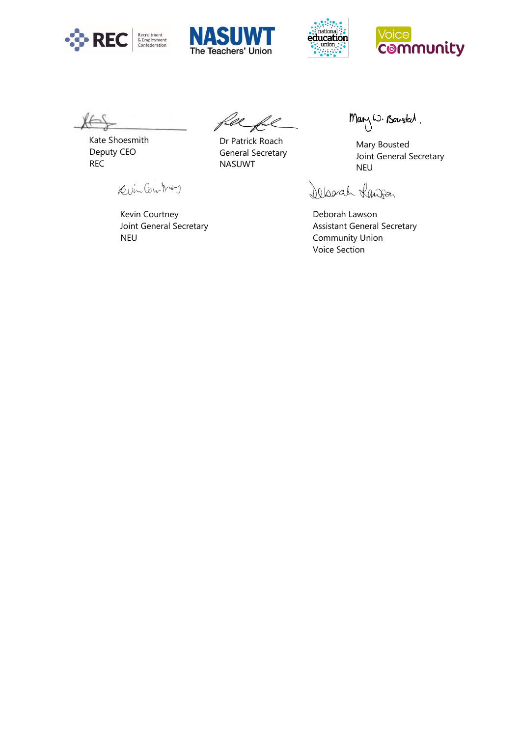Kate Shoesmith
Deputy CEO
REC

Dr Patrick Roach
General Secretary
NASUWT

Mary Bousted
Joint General Secretary
NEU

Kevin Courtney
Joint General Secretary
NEU

Deborah Lawson
Assistant General Secretary
Community Union
Voice Section